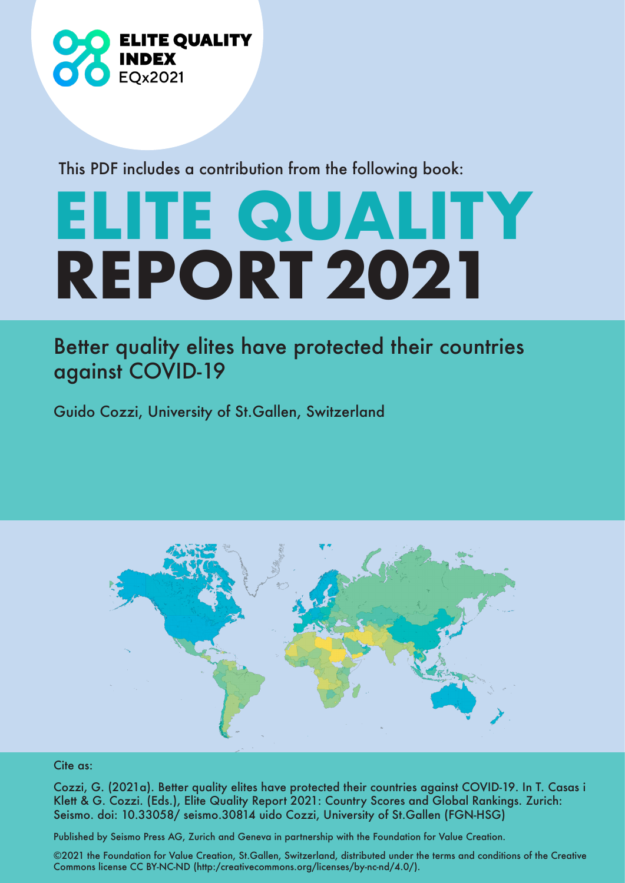ELITE QUALITY INDEX
EQx2021

This PDF includes a contribution from the following book:

# ELITE QUALITY REPORT 2021

## Better quality elites have protected their countries against COVID-19

Guido Cozzi, University of St.Gallen, Switzerland

Cite as:

Cozzi, G. (2021a). Better quality elites have protected their countries against COVID-19. In T. Casas i Klett & G. Cozzi. (Eds.), Elite Quality Report 2021: Country Scores and Global Rankings. Zurich: Seismo. doi: 10.33058/ seismo.30814 uido Cozzi, University of St.Gallen (FGN-HSG)

Published by Seismo Press AG, Zurich and Geneva in partnership with the Foundation for Value Creation.

©2021 the Foundation for Value Creation, St.Gallen, Switzerland, distributed under the terms and conditions of the Creative Commons license CC BY-NC-ND (http:/creativecommons.org/licenses/by-nc-nd/4.0/).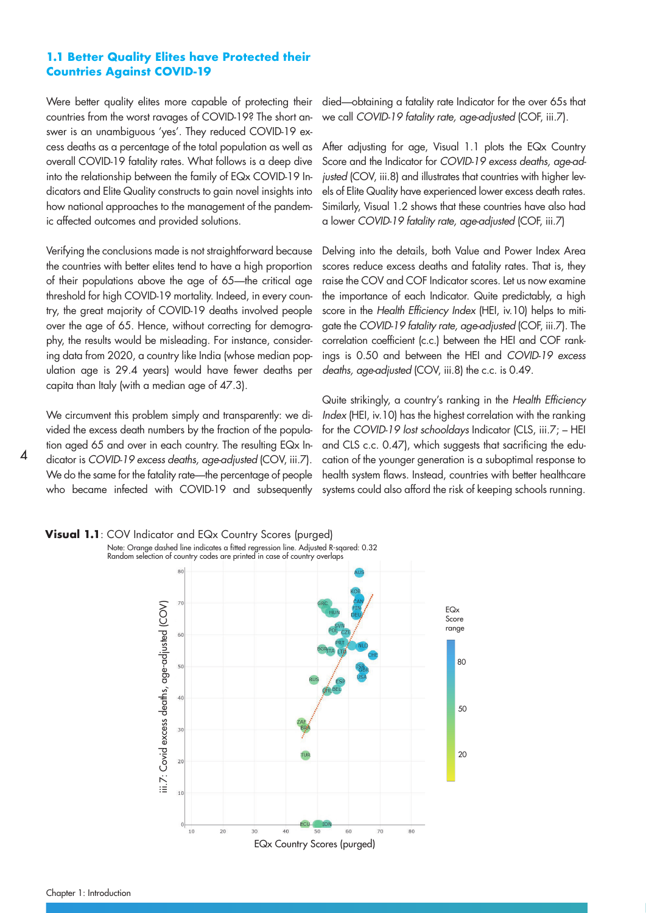### 1.1 Better Quality Elites have Protected their Countries Against COVID-19

Were better quality elites more capable of protecting their countries from the worst ravages of COVID-19? The short answer is an unambiguous 'yes'. They reduced COVID-19 excess deaths as a percentage of the total population as well as overall COVID-19 fatality rates. What follows is a deep dive into the relationship between the family of EQx COVID-19 Indicators and Elite Quality constructs to gain novel insights into how national approaches to the management of the pandemic affected outcomes and provided solutions.

Verifying the conclusions made is not straightforward because the countries with better elites tend to have a high proportion of their populations above the age of 65—the critical age threshold for high COVID-19 mortality. Indeed, in every country, the great majority of COVID-19 deaths involved people over the age of 65. Hence, without correcting for demography, the results would be misleading. For instance, considering data from 2020, a country like India (whose median population age is 29.4 years) would have fewer deaths per capita than Italy (with a median age of 47.3).

We circumvent this problem simply and transparently: we divided the excess death numbers by the fraction of the population aged 65 and over in each country. The resulting EQx Indicator is *COVID-19 excess deaths, age-adjusted* (COV, iii.7). We do the same for the fatality rate—the percentage of people who became infected with COVID-19 and subsequently died—obtaining a fatality rate Indicator for the over 65s that we call *COVID-19 fatality rate, age-adjusted* (COF, iii.7).

After adjusting for age, Visual 1.1 plots the EQx Country Score and the Indicator for *COVID-19 excess deaths, age-adjusted* (COV, iii.8) and illustrates that countries with higher levels of Elite Quality have experienced lower excess death rates. Similarly, Visual 1.2 shows that these countries have also had a lower *COVID-19 fatality rate, age-adjusted* (COF, iii.7)

Delving into the details, both Value and Power Index Area scores reduce excess deaths and fatality rates. That is, they raise the COV and COF Indicator scores. Let us now examine the importance of each Indicator. Quite predictably, a high score in the *Health Efficiency Index* (HEI, iv.10) helps to mitigate the *COVID-19 fatality rate, age-adjusted* (COF, iii.7). The correlation coefficient (c.c.) between the HEI and COF rankings is 0.50 and between the HEI and *COVID-19 excess deaths, age-adjusted* (COV, iii.8) the c.c. is 0.49.

Quite strikingly, a country's ranking in the *Health Efficiency Index* (HEI, iv.10) has the highest correlation with the ranking for the *COVID-19 lost schooldays* Indicator (CLS, iii.7; – HEI and CLS c.c. 0.47), which suggests that sacrificing the education of the younger generation is a suboptimal response to health system flaws. Instead, countries with better healthcare systems could also afford the risk of keeping schools running.

**Visual 1.1**: COV Indicator and EQx Country Scores (purged)

Note: Orange dashed line indicates a fitted regression line. Adjusted R-sqared: 0.32
Random selection of country codes are printed in case of country overlaps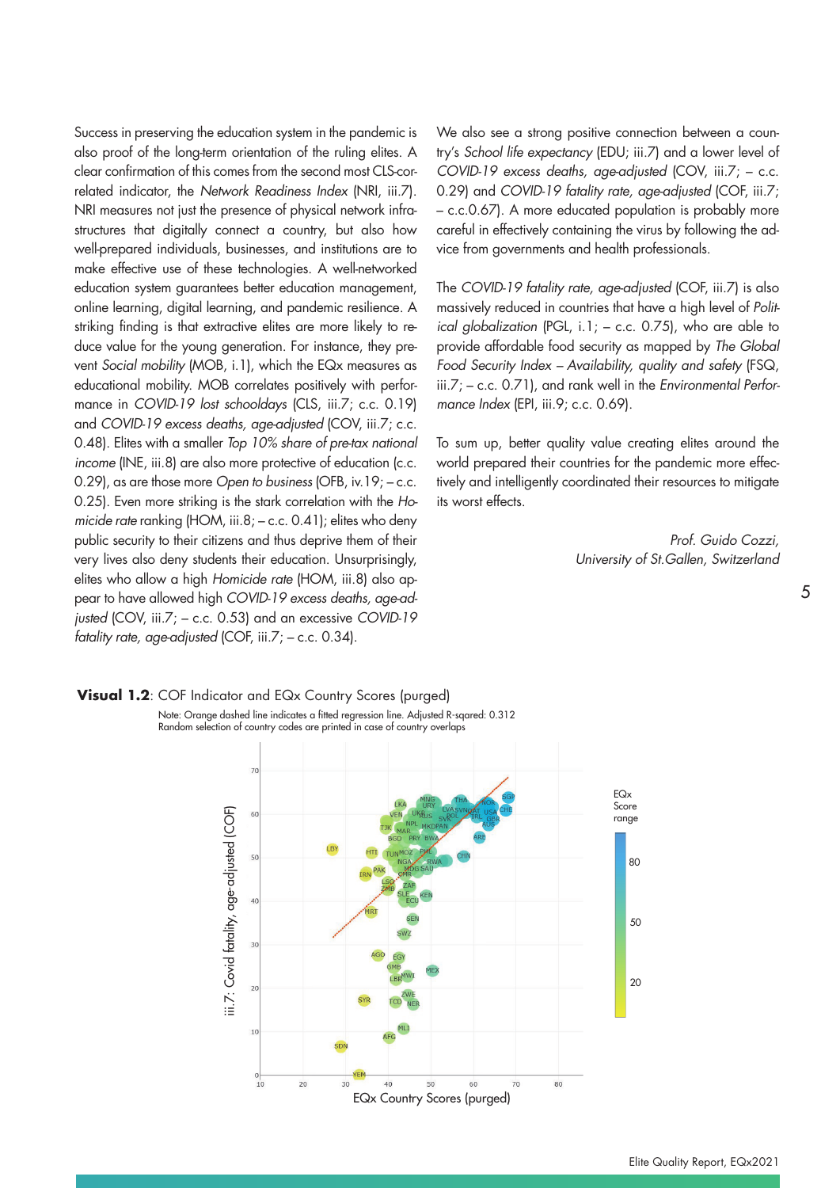Success in preserving the education system in the pandemic is also proof of the long-term orientation of the ruling elites. A clear confirmation of this comes from the second most CLS-correlated indicator, the *Network Readiness Index* (NRI, iii.7). NRI measures not just the presence of physical network infrastructures that digitally connect a country, but also how well-prepared individuals, businesses, and institutions are to make effective use of these technologies. A well-networked education system guarantees better education management, online learning, digital learning, and pandemic resilience. A striking finding is that extractive elites are more likely to reduce value for the young generation. For instance, they prevent *Social mobility* (MOB, i.1), which the EQx measures as educational mobility. MOB correlates positively with performance in *COVID-19 lost schooldays* (CLS, iii.7; c.c. 0.19) and *COVID-19 excess deaths, age-adjusted* (COV, iii.7; c.c. 0.48). Elites with a smaller *Top 10% share of pre-tax national income* (INE, iii.8) are also more protective of education (c.c. 0.29), as are those more *Open to business* (OFB, iv.19; – c.c. 0.25). Even more striking is the stark correlation with the *Homicide rate* ranking (HOM, iii.8; – c.c. 0.41); elites who deny public security to their citizens and thus deprive them of their very lives also deny students their education. Unsurprisingly, elites who allow a high *Homicide rate* (HOM, iii.8) also appear to have allowed high *COVID-19 excess deaths, age-adjusted* (COV, iii.7; – c.c. 0.53) and an excessive *COVID-19 fatality rate, age-adjusted* (COF, iii.7; – c.c. 0.34).

We also see a strong positive connection between a country's *School life expectancy* (EDU; iii.7) and a lower level of *COVID-19 excess deaths, age-adjusted* (COV, iii.7; – c.c. 0.29) and *COVID-19 fatality rate, age-adjusted* (COF, iii.7; – c.c.0.67). A more educated population is probably more careful in effectively containing the virus by following the advice from governments and health professionals.

The *COVID-19 fatality rate, age-adjusted* (COF, iii.7) is also massively reduced in countries that have a high level of *Political globalization* (PGL, i.1; – c.c. 0.75), who are able to provide affordable food security as mapped by *The Global Food Security Index – Availability, quality and safety* (FSQ, iii.7; – c.c. 0.71), and rank well in the *Environmental Performance Index* (EPI, iii.9; c.c. 0.69).

To sum up, better quality value creating elites around the world prepared their countries for the pandemic more effectively and intelligently coordinated their resources to mitigate its worst effects.

*Prof. Guido Cozzi,*
*University of St.Gallen, Switzerland*

**Visual 1.2**: COF Indicator and EQx Country Scores (purged)

Note: Orange dashed line indicates a fitted regression line. Adjusted R-sqared: 0.312
Random selection of country codes are printed in case of country overlaps

iii.7: Covid fatality, age-adjusted (COF)
EQx Country Scores (purged)
0 10 20 30 40 50 60 70
10 20 30 40 50 60 70 80
EQx Score range
80
50
20
LKA MNG URY THA NOR SGP VEN UKR RUS LVA SVN SVK POL EST USA CHE IRL GBR AUS TJK MAR NPL MKD PAN BGD PRY BWA ARE LBY HTI TUN MOZ PHL CHN NGA RWA PAK CMR MDG SAU IRN LSO ZMB ZAF SLE ECU KEN MRT SEN SWZ AGO EGY GMB MEX LBR MWI ZWE SYR TCD NER MLI AFG SDN YEM